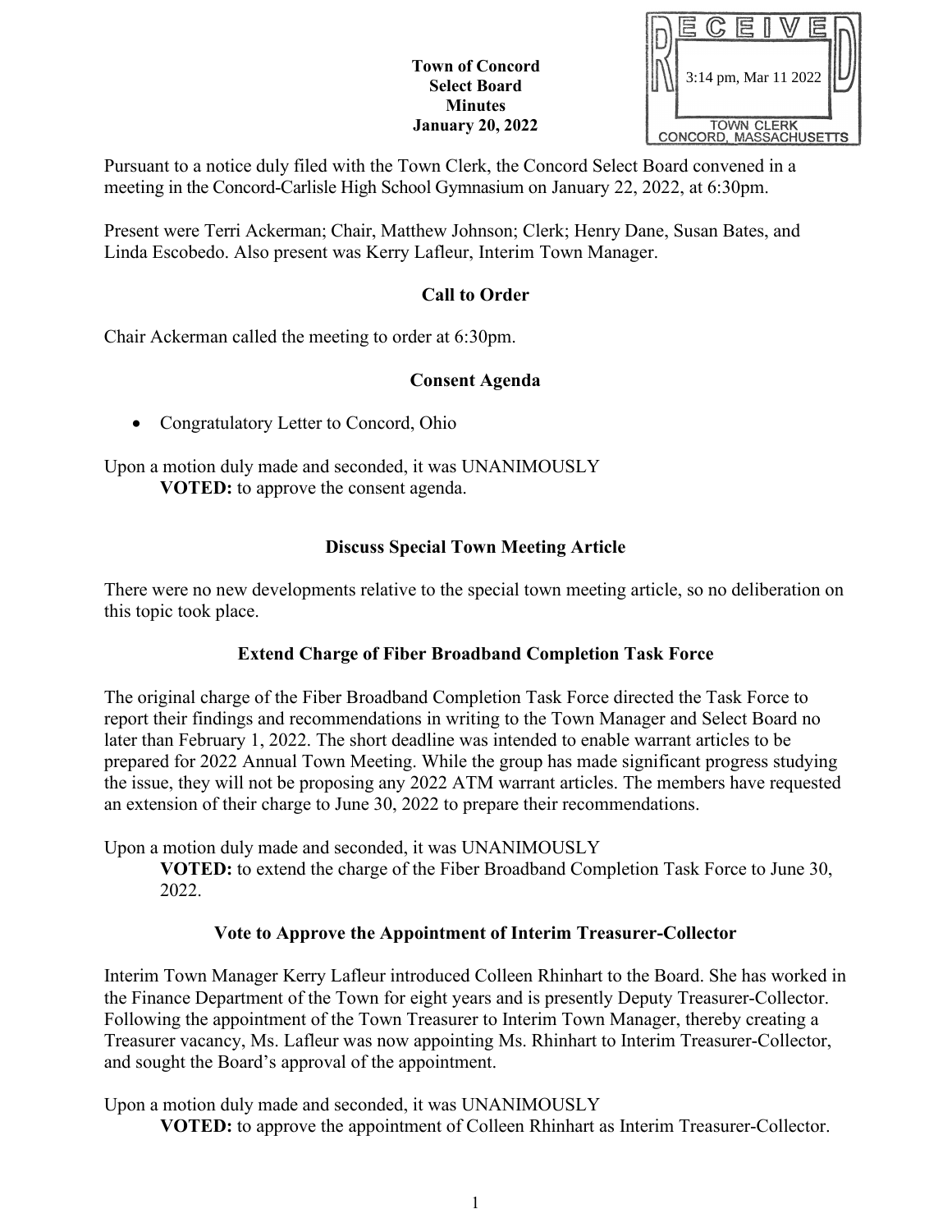**Town of Concord**
**Select Board**
**Minutes**
**January 20, 2022**

RECEIVED
3:14 pm, Mar 11 2022
TOWN CLERK
CONCORD, MASSACHUSETTS

Pursuant to a notice duly filed with the Town Clerk, the Concord Select Board convened in a meeting in the Concord-Carlisle High School Gymnasium on January 22, 2022, at 6:30pm.

Present were Terri Ackerman; Chair, Matthew Johnson; Clerk; Henry Dane, Susan Bates, and Linda Escobedo. Also present was Kerry Lafleur, Interim Town Manager.

## Call to Order

Chair Ackerman called the meeting to order at 6:30pm.

## Consent Agenda

- Congratulatory Letter to Concord, Ohio

Upon a motion duly made and seconded, it was UNANIMOUSLY
**VOTED:** to approve the consent agenda.

## Discuss Special Town Meeting Article

There were no new developments relative to the special town meeting article, so no deliberation on this topic took place.

## Extend Charge of Fiber Broadband Completion Task Force

The original charge of the Fiber Broadband Completion Task Force directed the Task Force to report their findings and recommendations in writing to the Town Manager and Select Board no later than February 1, 2022. The short deadline was intended to enable warrant articles to be prepared for 2022 Annual Town Meeting. While the group has made significant progress studying the issue, they will not be proposing any 2022 ATM warrant articles. The members have requested an extension of their charge to June 30, 2022 to prepare their recommendations.

Upon a motion duly made and seconded, it was UNANIMOUSLY
**VOTED:** to extend the charge of the Fiber Broadband Completion Task Force to June 30, 2022.

## Vote to Approve the Appointment of Interim Treasurer-Collector

Interim Town Manager Kerry Lafleur introduced Colleen Rhinhart to the Board. She has worked in the Finance Department of the Town for eight years and is presently Deputy Treasurer-Collector. Following the appointment of the Town Treasurer to Interim Town Manager, thereby creating a Treasurer vacancy, Ms. Lafleur was now appointing Ms. Rhinhart to Interim Treasurer-Collector, and sought the Board's approval of the appointment.

Upon a motion duly made and seconded, it was UNANIMOUSLY
**VOTED:** to approve the appointment of Colleen Rhinhart as Interim Treasurer-Collector.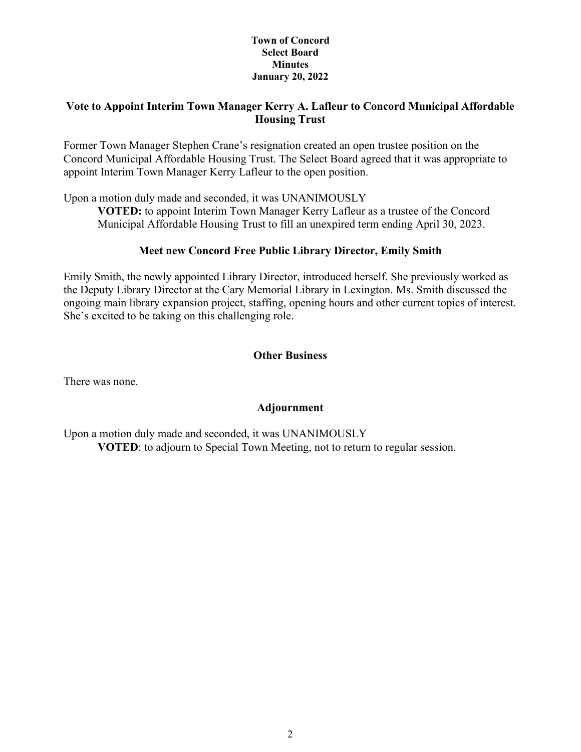**Town of Concord**
**Select Board**
**Minutes**
**January 20, 2022**

## Vote to Appoint Interim Town Manager Kerry A. Lafleur to Concord Municipal Affordable Housing Trust

Former Town Manager Stephen Crane's resignation created an open trustee position on the Concord Municipal Affordable Housing Trust. The Select Board agreed that it was appropriate to appoint Interim Town Manager Kerry Lafleur to the open position.

Upon a motion duly made and seconded, it was UNANIMOUSLY

> **VOTED:** to appoint Interim Town Manager Kerry Lafleur as a trustee of the Concord Municipal Affordable Housing Trust to fill an unexpired term ending April 30, 2023.

## Meet new Concord Free Public Library Director, Emily Smith

Emily Smith, the newly appointed Library Director, introduced herself. She previously worked as the Deputy Library Director at the Cary Memorial Library in Lexington. Ms. Smith discussed the ongoing main library expansion project, staffing, opening hours and other current topics of interest. She's excited to be taking on this challenging role.

## Other Business

There was none.

## Adjournment

Upon a motion duly made and seconded, it was UNANIMOUSLY

> **VOTED**: to adjourn to Special Town Meeting, not to return to regular session.